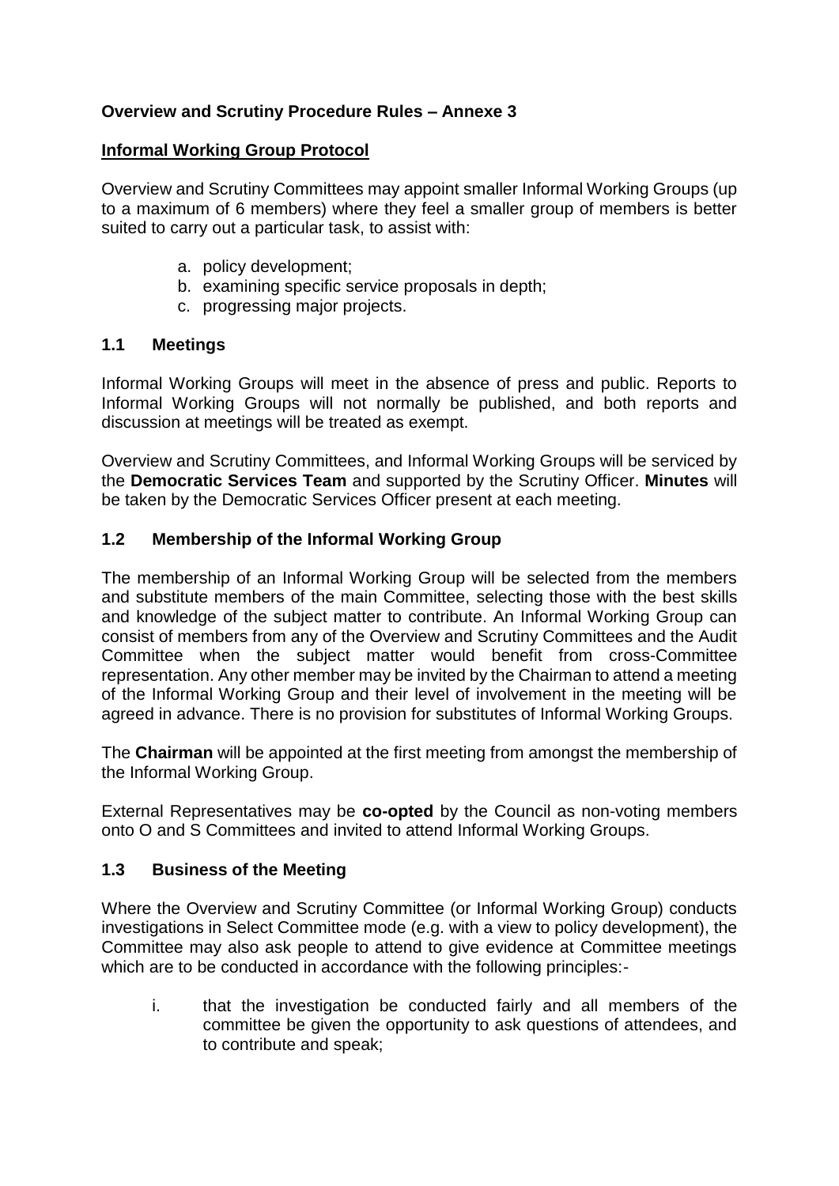**Overview and Scrutiny Procedure Rules – Annexe 3**

**Informal Working Group Protocol**

Overview and Scrutiny Committees may appoint smaller Informal Working Groups (up to a maximum of 6 members) where they feel a smaller group of members is better suited to carry out a particular task, to assist with:

a. policy development;
b. examining specific service proposals in depth;
c. progressing major projects.

### 1.1 Meetings

Informal Working Groups will meet in the absence of press and public. Reports to Informal Working Groups will not normally be published, and both reports and discussion at meetings will be treated as exempt.

Overview and Scrutiny Committees, and Informal Working Groups will be serviced by the **Democratic Services Team** and supported by the Scrutiny Officer. **Minutes** will be taken by the Democratic Services Officer present at each meeting.

### 1.2 Membership of the Informal Working Group

The membership of an Informal Working Group will be selected from the members and substitute members of the main Committee, selecting those with the best skills and knowledge of the subject matter to contribute. An Informal Working Group can consist of members from any of the Overview and Scrutiny Committees and the Audit Committee when the subject matter would benefit from cross-Committee representation. Any other member may be invited by the Chairman to attend a meeting of the Informal Working Group and their level of involvement in the meeting will be agreed in advance. There is no provision for substitutes of Informal Working Groups.

The **Chairman** will be appointed at the first meeting from amongst the membership of the Informal Working Group.

External Representatives may be **co-opted** by the Council as non-voting members onto O and S Committees and invited to attend Informal Working Groups.

### 1.3 Business of the Meeting

Where the Overview and Scrutiny Committee (or Informal Working Group) conducts investigations in Select Committee mode (e.g. with a view to policy development), the Committee may also ask people to attend to give evidence at Committee meetings which are to be conducted in accordance with the following principles:-

i. that the investigation be conducted fairly and all members of the committee be given the opportunity to ask questions of attendees, and to contribute and speak;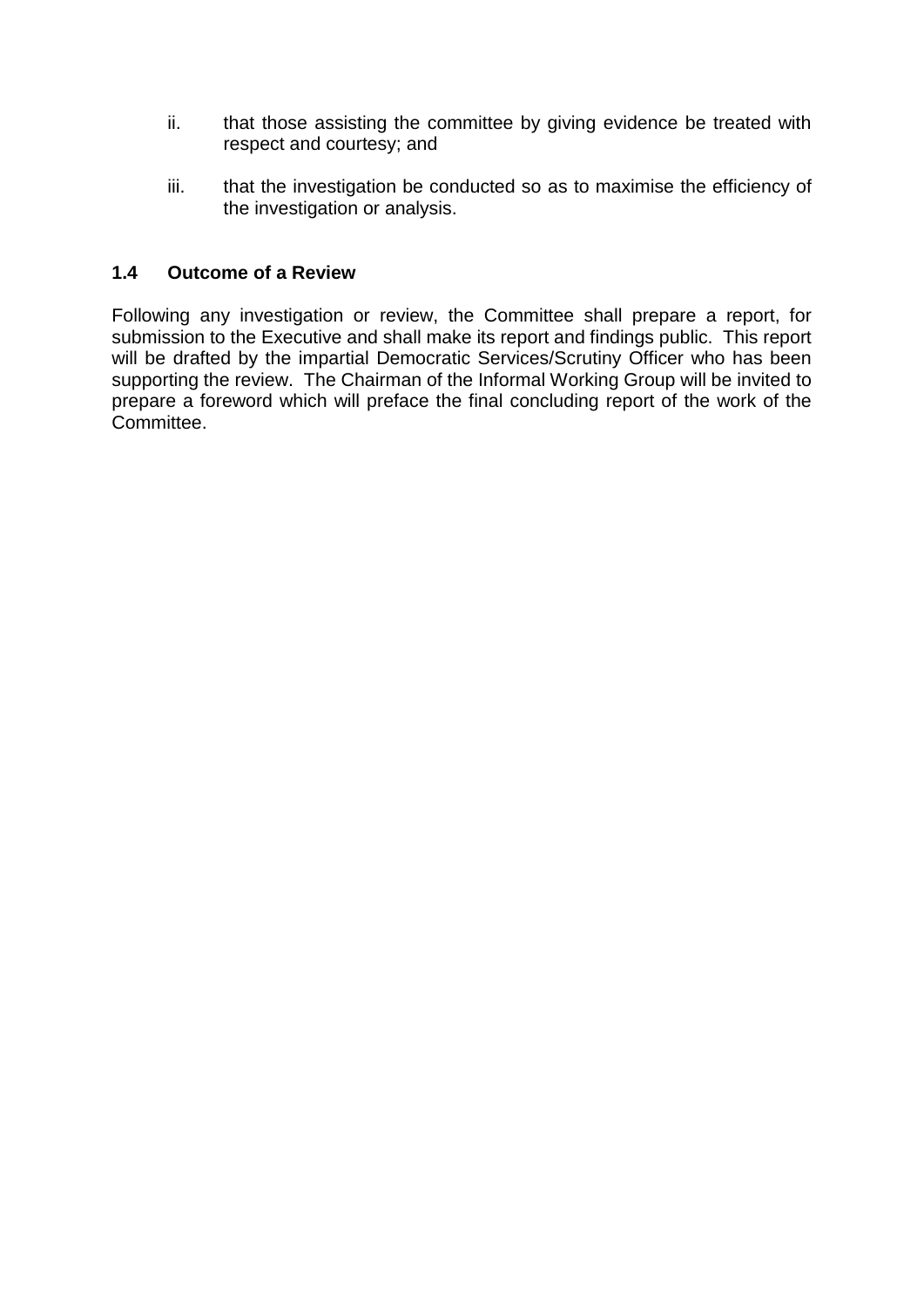ii. that those assisting the committee by giving evidence be treated with respect and courtesy; and

iii. that the investigation be conducted so as to maximise the efficiency of the investigation or analysis.

### 1.4 Outcome of a Review

Following any investigation or review, the Committee shall prepare a report, for submission to the Executive and shall make its report and findings public. This report will be drafted by the impartial Democratic Services/Scrutiny Officer who has been supporting the review. The Chairman of the Informal Working Group will be invited to prepare a foreword which will preface the final concluding report of the work of the Committee.